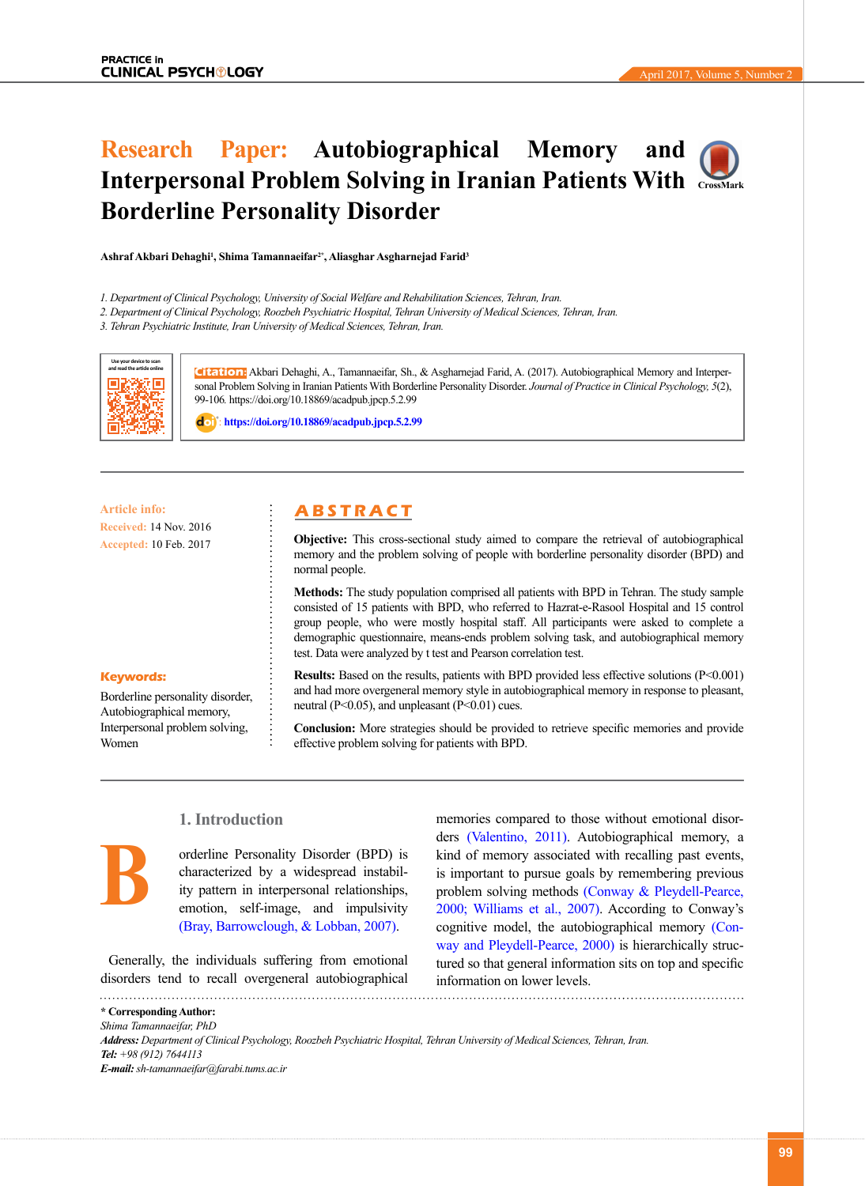# Research Paper: Autobiographical Memory and Interpersonal Problem Solving in Iranian Patients With Borderline Personality Disorder

**Ashraf Akbari Dehaghi[1], Shima Tamannaeifar[2*], Aliasghar Asgharnejad Farid[3]**

*1. Department of Clinical Psychology, University of Social Welfare and Rehabilitation Sciences, Tehran, Iran.*
*2. Department of Clinical Psychology, Roozbeh Psychiatric Hospital, Tehran University of Medical Sciences, Tehran, Iran.*
*3. Tehran Psychiatric Institute, Iran University of Medical Sciences, Tehran, Iran.*

**Citation:** Akbari Dehaghi, A., Tamannaeifar, Sh., & Asgharnejad Farid, A. (2017). Autobiographical Memory and Interpersonal Problem Solving in Iranian Patients With Borderline Personality Disorder. *Journal of Practice in Clinical Psychology, 5*(2), 99-106. https://doi.org/10.18869/acadpub.jcpp.5.2.99

**doi:** https://doi.org/10.18869/acadpub.jcpp.5.2.99

**Article info:**
**Received:** 14 Nov. 2016
**Accepted:** 10 Feb. 2017

**Keywords:**
Borderline personality disorder, Autobiographical memory, Interpersonal problem solving, Women

## ABSTRACT

**Objective:** This cross-sectional study aimed to compare the retrieval of autobiographical memory and the problem solving of people with borderline personality disorder (BPD) and normal people.

**Methods:** The study population comprised all patients with BPD in Tehran. The study sample consisted of 15 patients with BPD, who referred to Hazrat-e-Rasool Hospital and 15 control group people, who were mostly hospital staff. All participants were asked to complete a demographic questionnaire, means-ends problem solving task, and autobiographical memory test. Data were analyzed by t test and Pearson correlation test.

**Results:** Based on the results, patients with BPD provided less effective solutions ($P<0.001$) and had more overgeneral memory style in autobiographical memory in response to pleasant, neutral ($P<0.05$), and unpleasant ($P<0.01$) cues.

**Conclusion:** More strategies should be provided to retrieve specific memories and provide effective problem solving for patients with BPD.

## 1. Introduction

Borderline Personality Disorder (BPD) is characterized by a widespread instability pattern in interpersonal relationships, emotion, self-image, and impulsivity (Bray, Barrowclough, & Lobban, 2007).

Generally, the individuals suffering from emotional disorders tend to recall overgeneral autobiographical memories compared to those without emotional disorders (Valentino, 2011). Autobiographical memory, a kind of memory associated with recalling past events, is important to pursue goals by remembering previous problem solving methods (Conway & Pleydell-Pearce, 2000; Williams et al., 2007). According to Conway's cognitive model, the autobiographical memory (Conway and Pleydell-Pearce, 2000) is hierarchically structured so that general information sits on top and specific information on lower levels.

\* **Corresponding Author:**
*Shima Tamannaeifar, PhD*
***Address:** Department of Clinical Psychology, Roozbeh Psychiatric Hospital, Tehran University of Medical Sciences, Tehran, Iran.*
***Tel:** +98 (912) 7644113*
***E-mail:** sh-tamannaeifar@farabi.tums.ac.ir*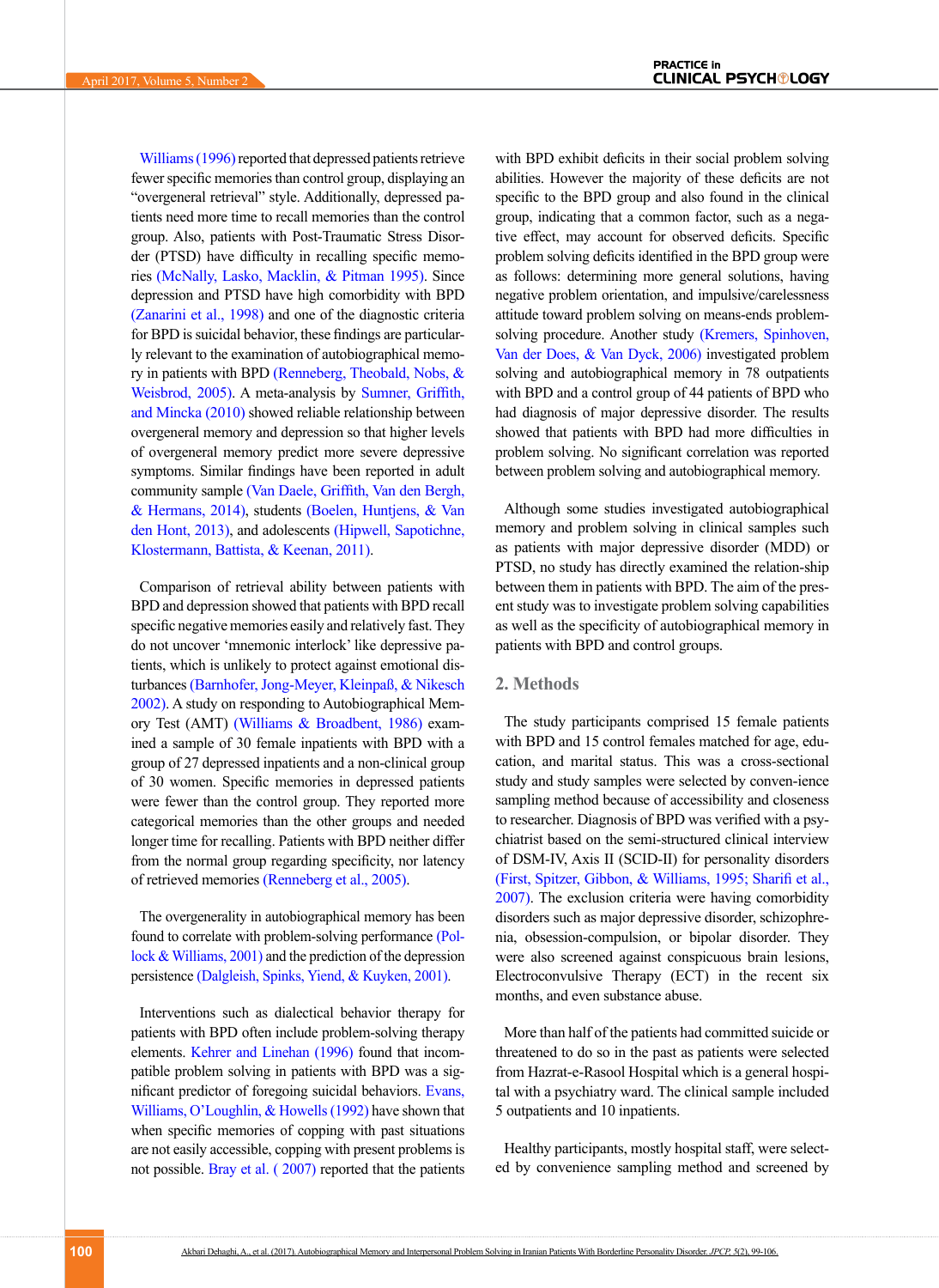Williams (1996) reported that depressed patients retrieve fewer specific memories than control group, displaying an "overgeneral retrieval" style. Additionally, depressed patients need more time to recall memories than the control group. Also, patients with Post-Traumatic Stress Disorder (PTSD) have difficulty in recalling specific memories (McNally, Lasko, Macklin, & Pitman 1995). Since depression and PTSD have high comorbidity with BPD (Zanarini et al., 1998) and one of the diagnostic criteria for BPD is suicidal behavior, these findings are particularly relevant to the examination of autobiographical memory in patients with BPD (Renneberg, Theobald, Nobs, & Weisbrod, 2005). A meta-analysis by Sumner, Griffith, and Mincka (2010) showed reliable relationship between overgeneral memory and depression so that higher levels of overgeneral memory predict more severe depressive symptoms. Similar findings have been reported in adult community sample (Van Daele, Griffith, Van den Bergh, & Hermans, 2014), students (Boelen, Huntjens, & Van den Hont, 2013), and adolescents (Hipwell, Sapotichne, Klostermann, Battista, & Keenan, 2011).

Comparison of retrieval ability between patients with BPD and depression showed that patients with BPD recall specific negative memories easily and relatively fast. They do not uncover 'mnemonic interlock' like depressive patients, which is unlikely to protect against emotional disturbances (Barnhofer, Jong-Meyer, Kleinpaß, & Nikesch 2002). A study on responding to Autobiographical Memory Test (AMT) (Williams & Broadbent, 1986) examined a sample of 30 female inpatients with BPD with a group of 27 depressed inpatients and a non-clinical group of 30 women. Specific memories in depressed patients were fewer than the control group. They reported more categorical memories than the other groups and needed longer time for recalling. Patients with BPD neither differ from the normal group regarding specificity, nor latency of retrieved memories (Renneberg et al., 2005).

The overgenerality in autobiographical memory has been found to correlate with problem-solving performance (Pollock & Williams, 2001) and the prediction of the depression persistence (Dalgleish, Spinks, Yiend, & Kuyken, 2001).

Interventions such as dialectical behavior therapy for patients with BPD often include problem-solving therapy elements. Kehrer and Linehan (1996) found that incompatible problem solving in patients with BPD was a significant predictor of foregoing suicidal behaviors. Evans, Williams, O'Loughlin, & Howells (1992) have shown that when specific memories of copping with past situations are not easily accessible, copping with present problems is not possible. Bray et al. ( 2007) reported that the patients with BPD exhibit deficits in their social problem solving abilities. However the majority of these deficits are not specific to the BPD group and also found in the clinical group, indicating that a common factor, such as a negative effect, may account for observed deficits. Specific problem solving deficits identified in the BPD group were as follows: determining more general solutions, having negative problem orientation, and impulsive/carelessness attitude toward problem solving on means-ends problem-solving procedure. Another study (Kremers, Spinhoven, Van der Does, & Van Dyck, 2006) investigated problem solving and autobiographical memory in 78 outpatients with BPD and a control group of 44 patients of BPD who had diagnosis of major depressive disorder. The results showed that patients with BPD had more difficulties in problem solving. No significant correlation was reported between problem solving and autobiographical memory.

Although some studies investigated autobiographical memory and problem solving in clinical samples such as patients with major depressive disorder (MDD) or PTSD, no study has directly examined the relation-ship between them in patients with BPD. The aim of the present study was to investigate problem solving capabilities as well as the specificity of autobiographical memory in patients with BPD and control groups.

## 2. Methods

The study participants comprised 15 female patients with BPD and 15 control females matched for age, education, and marital status. This was a cross-sectional study and study samples were selected by conven-ience sampling method because of accessibility and closeness to researcher. Diagnosis of BPD was verified with a psychiatrist based on the semi-structured clinical interview of DSM-IV, Axis II (SCID-II) for personality disorders (First, Spitzer, Gibbon, & Williams, 1995; Sharifi et al., 2007). The exclusion criteria were having comorbidity disorders such as major depressive disorder, schizophrenia, obsession-compulsion, or bipolar disorder. They were also screened against conspicuous brain lesions, Electroconvulsive Therapy (ECT) in the recent six months, and even substance abuse.

More than half of the patients had committed suicide or threatened to do so in the past as patients were selected from Hazrat-e-Rasool Hospital which is a general hospital with a psychiatry ward. The clinical sample included 5 outpatients and 10 inpatients.

Healthy participants, mostly hospital staff, were selected by convenience sampling method and screened by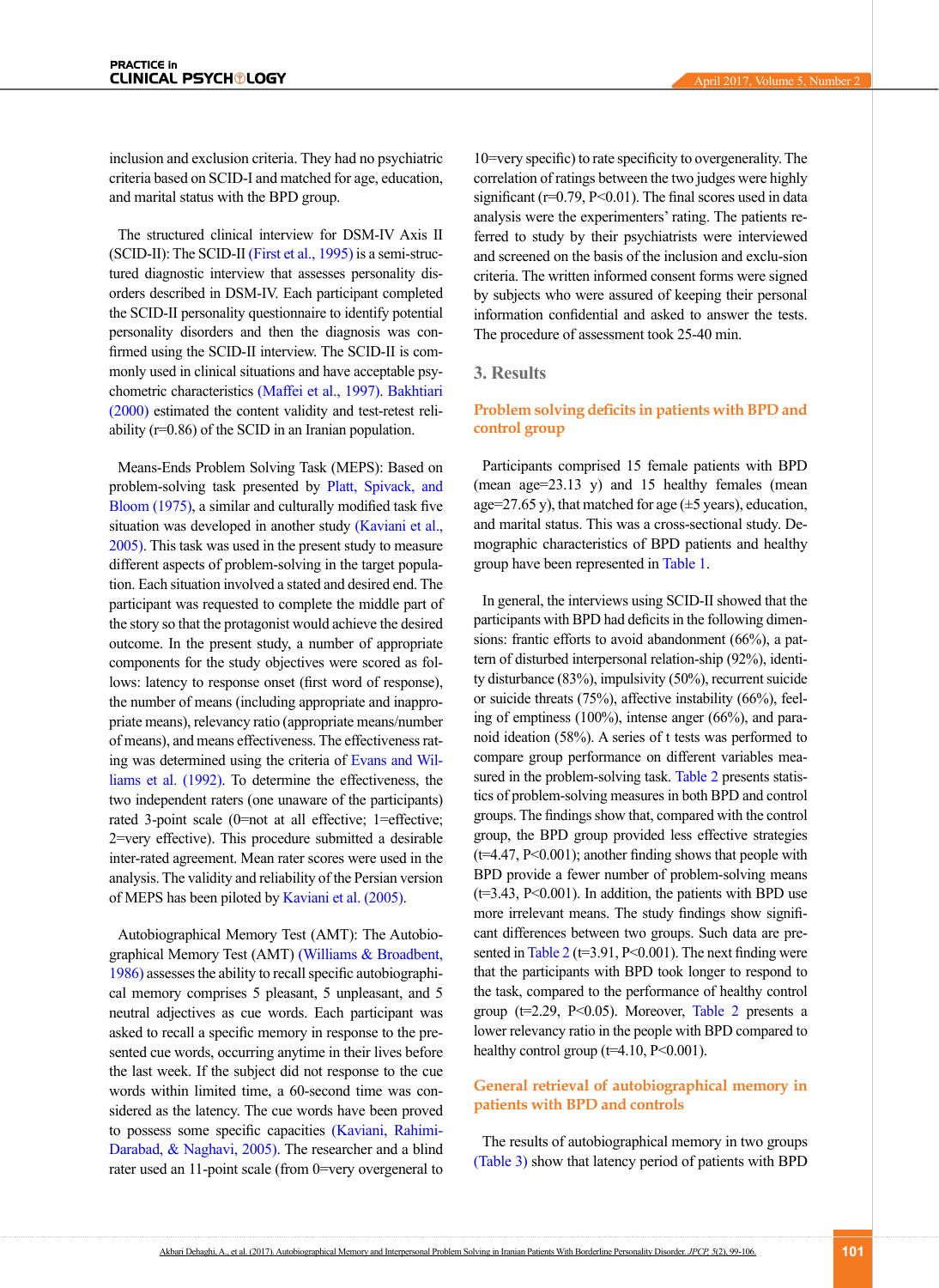inclusion and exclusion criteria. They had no psychiatric criteria based on SCID-I and matched for age, education, and marital status with the BPD group.

The structured clinical interview for DSM-IV Axis II (SCID-II): The SCID-II (First et al., 1995) is a semi-structured diagnostic interview that assesses personality disorders described in DSM-IV. Each participant completed the SCID-II personality questionnaire to identify potential personality disorders and then the diagnosis was confirmed using the SCID-II interview. The SCID-II is commonly used in clinical situations and have acceptable psychometric characteristics (Maffei et al., 1997). Bakhtiari (2000) estimated the content validity and test-retest reliability (r=0.86) of the SCID in an Iranian population.

Means-Ends Problem Solving Task (MEPS): Based on problem-solving task presented by Platt, Spivack, and Bloom (1975), a similar and culturally modified task five situation was developed in another study (Kaviani et al., 2005). This task was used in the present study to measure different aspects of problem-solving in the target population. Each situation involved a stated and desired end. The participant was requested to complete the middle part of the story so that the protagonist would achieve the desired outcome. In the present study, a number of appropriate components for the study objectives were scored as follows: latency to response onset (first word of response), the number of means (including appropriate and inappropriate means), relevancy ratio (appropriate means/number of means), and means effectiveness. The effectiveness rating was determined using the criteria of Evans and Williams et al. (1992). To determine the effectiveness, the two independent raters (one unaware of the participants) rated 3-point scale (0=not at all effective; 1=effective; 2=very effective). This procedure submitted a desirable inter-rated agreement. Mean rater scores were used in the analysis. The validity and reliability of the Persian version of MEPS has been piloted by Kaviani et al. (2005).

Autobiographical Memory Test (AMT): The Autobiographical Memory Test (AMT) (Williams & Broadbent, 1986) assesses the ability to recall specific autobiographical memory comprises 5 pleasant, 5 unpleasant, and 5 neutral adjectives as cue words. Each participant was asked to recall a specific memory in response to the presented cue words, occurring anytime in their lives before the last week. If the subject did not response to the cue words within limited time, a 60-second time was considered as the latency. The cue words have been proved to possess some specific capacities (Kaviani, Rahimi-Darabad, & Naghavi, 2005). The researcher and a blind rater used an 11-point scale (from 0=very overgeneral to 10=very specific) to rate specificity to overgenerality. The correlation of ratings between the two judges were highly significant (r=0.79, P<0.01). The final scores used in data analysis were the experimenters' rating. The patients referred to study by their psychiatrists were interviewed and screened on the basis of the inclusion and exclu-sion criteria. The written informed consent forms were signed by subjects who were assured of keeping their personal information confidential and asked to answer the tests. The procedure of assessment took 25-40 min.

## 3. Results

### Problem solving deficits in patients with BPD and control group

Participants comprised 15 female patients with BPD (mean age=23.13 y) and 15 healthy females (mean age=27.65 y), that matched for age (±5 years), education, and marital status. This was a cross-sectional study. Demographic characteristics of BPD patients and healthy group have been represented in Table 1.

In general, the interviews using SCID-II showed that the participants with BPD had deficits in the following dimensions: frantic efforts to avoid abandonment (66%), a pattern of disturbed interpersonal relation-ship (92%), identity disturbance (83%), impulsivity (50%), recurrent suicide or suicide threats (75%), affective instability (66%), feeling of emptiness (100%), intense anger (66%), and paranoid ideation (58%). A series of t tests was performed to compare group performance on different variables measured in the problem-solving task. Table 2 presents statistics of problem-solving measures in both BPD and control groups. The findings show that, compared with the control group, the BPD group provided less effective strategies (t=4.47, P<0.001); another finding shows that people with BPD provide a fewer number of problem-solving means (t=3.43, P<0.001). In addition, the patients with BPD use more irrelevant means. The study findings show significant differences between two groups. Such data are presented in Table 2 (t=3.91, P<0.001). The next finding were that the participants with BPD took longer to respond to the task, compared to the performance of healthy control group (t=2.29, P<0.05). Moreover, Table 2 presents a lower relevancy ratio in the people with BPD compared to healthy control group (t=4.10, P<0.001).

### General retrieval of autobiographical memory in patients with BPD and controls

The results of autobiographical memory in two groups (Table 3) show that latency period of patients with BPD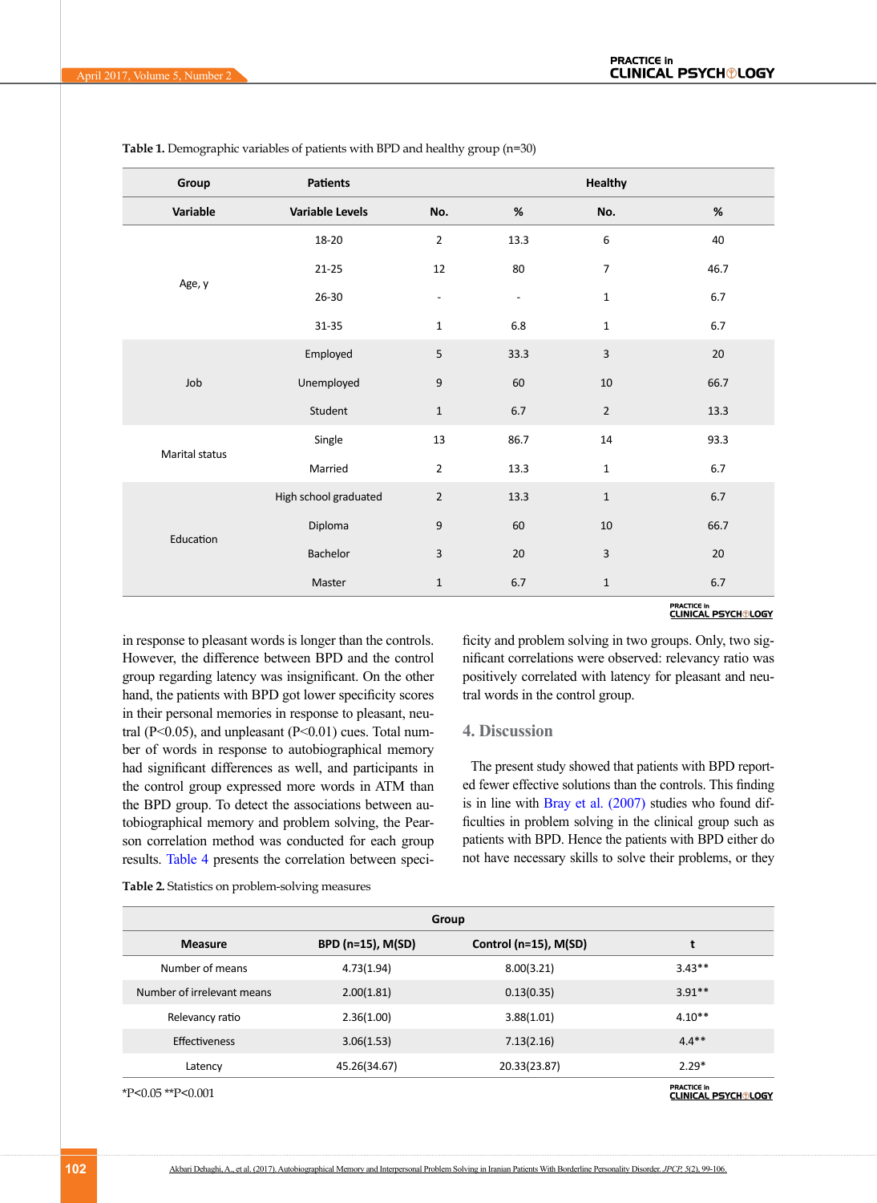**Table 1.** Demographic variables of patients with BPD and healthy group (n=30)

| Group | | Patients | | Healthy | |
|---|---|---|---|---|---|
| Variable | Variable Levels | No. | % | No. | % |
| Age, y | 18-20 | 2 | 13.3 | 6 | 40 |
| | 21-25 | 12 | 80 | 7 | 46.7 |
| | 26-30 | - | - | 1 | 6.7 |
| | 31-35 | 1 | 6.8 | 1 | 6.7 |
| Job | Employed | 5 | 33.3 | 3 | 20 |
| | Unemployed | 9 | 60 | 10 | 66.7 |
| | Student | 1 | 6.7 | 2 | 13.3 |
| Marital status | Single | 13 | 86.7 | 14 | 93.3 |
| | Married | 2 | 13.3 | 1 | 6.7 |
| Education | High school graduated | 2 | 13.3 | 1 | 6.7 |
| | Diploma | 9 | 60 | 10 | 66.7 |
| | Bachelor | 3 | 20 | 3 | 20 |
| | Master | 1 | 6.7 | 1 | 6.7 |

in response to pleasant words is longer than the controls. However, the difference between BPD and the control group regarding latency was insignificant. On the other hand, the patients with BPD got lower specificity scores in their personal memories in response to pleasant, neutral (P<0.05), and unpleasant (P<0.01) cues. Total number of words in response to autobiographical memory had significant differences as well, and participants in the control group expressed more words in ATM than the BPD group. To detect the associations between autobiographical memory and problem solving, the Pearson correlation method was conducted for each group results. Table 4 presents the correlation between specificity and problem solving in two groups. Only, two significant correlations were observed: relevancy ratio was positively correlated with latency for pleasant and neutral words in the control group.

## 4. Discussion

The present study showed that patients with BPD reported fewer effective solutions than the controls. This finding is in line with Bray et al. (2007) studies who found difficulties in problem solving in the clinical group such as patients with BPD. Hence the patients with BPD either do not have necessary skills to solve their problems, or they

**Table 2.** Statistics on problem-solving measures

| | Group | | |
|---|---|---|---|
| Measure | BPD (n=15), M(SD) | Control (n=15), M(SD) | t |
| Number of means | 4.73(1.94) | 8.00(3.21) | 3.43** |
| Number of irrelevant means | 2.00(1.81) | 0.13(0.35) | 3.91** |
| Relevancy ratio | 2.36(1.00) | 3.88(1.01) | 4.10** |
| Effectiveness | 3.06(1.53) | 7.13(2.16) | 4.4** |
| Latency | 45.26(34.67) | 20.33(23.87) | 2.29* |

*P<0.05 **P<0.001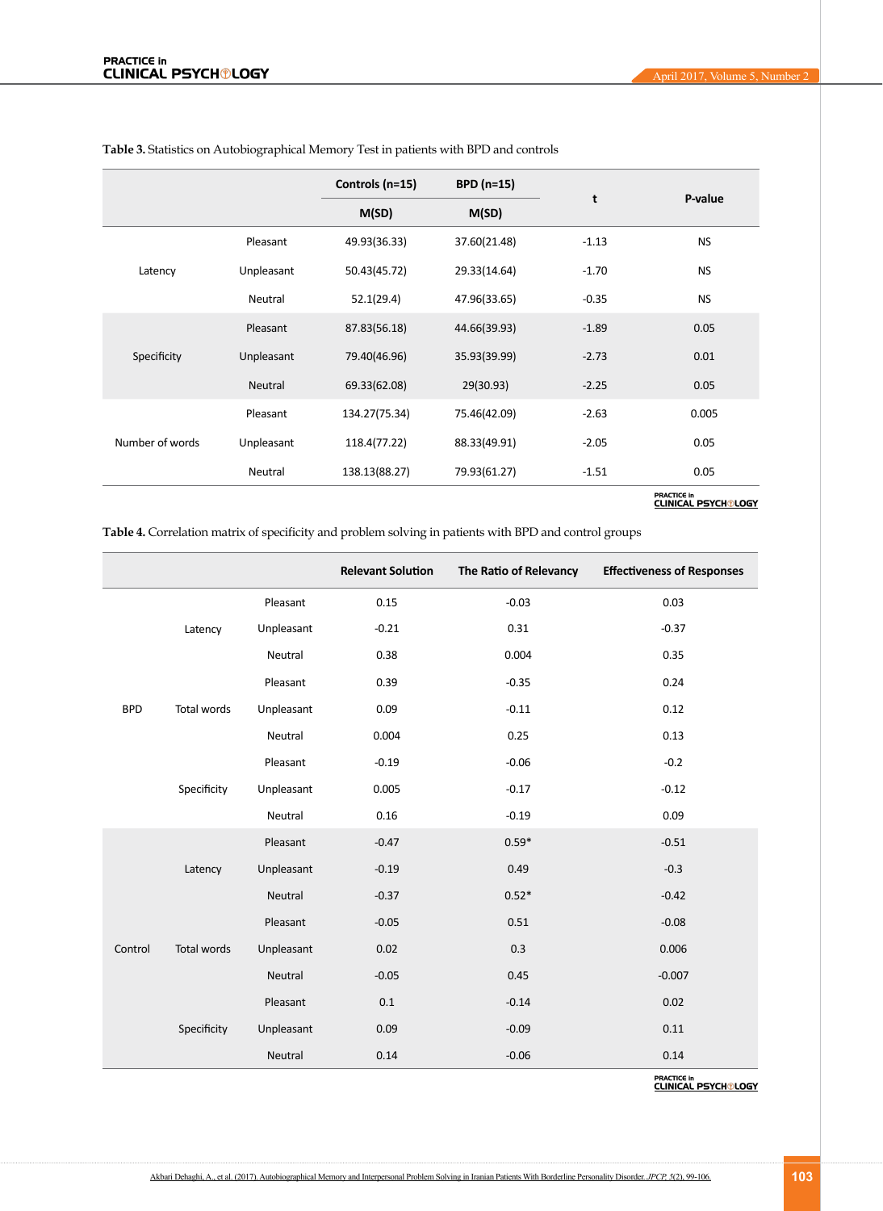**Table 3.** Statistics on Autobiographical Memory Test in patients with BPD and controls

| | | Controls (n=15) | BPD (n=15) | t | P-value |
|---|---|---|---|---|---|
| | | M(SD) | M(SD) | | |
| Latency | Pleasant | 49.93(36.33) | 37.60(21.48) | -1.13 | NS |
| | Unpleasant | 50.43(45.72) | 29.33(14.64) | -1.70 | NS |
| | Neutral | 52.1(29.4) | 47.96(33.65) | -0.35 | NS |
| Specificity | Pleasant | 87.83(56.18) | 44.66(39.93) | -1.89 | 0.05 |
| | Unpleasant | 79.40(46.96) | 35.93(39.99) | -2.73 | 0.01 |
| | Neutral | 69.33(62.08) | 29(30.93) | -2.25 | 0.05 |
| Number of words | Pleasant | 134.27(75.34) | 75.46(42.09) | -2.63 | 0.005 |
| | Unpleasant | 118.4(77.22) | 88.33(49.91) | -2.05 | 0.05 |
| | Neutral | 138.13(88.27) | 79.93(61.27) | -1.51 | 0.05 |

**Table 4.** Correlation matrix of specificity and problem solving in patients with BPD and control groups

| | | | Relevant Solution | The Ratio of Relevancy | Effectiveness of Responses |
|---|---|---|---|---|---|
| BPD | Latency | Pleasant | 0.15 | -0.03 | 0.03 |
| | | Unpleasant | -0.21 | 0.31 | -0.37 |
| | | Neutral | 0.38 | 0.004 | 0.35 |
| | Total words | Pleasant | 0.39 | -0.35 | 0.24 |
| | | Unpleasant | 0.09 | -0.11 | 0.12 |
| | | Neutral | 0.004 | 0.25 | 0.13 |
| | Specificity | Pleasant | -0.19 | -0.06 | -0.2 |
| | | Unpleasant | 0.005 | -0.17 | -0.12 |
| | | Neutral | 0.16 | -0.19 | 0.09 |
| Control | Latency | Pleasant | -0.47 | 0.59* | -0.51 |
| | | Unpleasant | -0.19 | 0.49 | -0.3 |
| | | Neutral | -0.37 | 0.52* | -0.42 |
| | Total words | Pleasant | -0.05 | 0.51 | -0.08 |
| | | Unpleasant | 0.02 | 0.3 | 0.006 |
| | | Neutral | -0.05 | 0.45 | -0.007 |
| | Specificity | Pleasant | 0.1 | -0.14 | 0.02 |
| | | Unpleasant | 0.09 | -0.09 | 0.11 |
| | | Neutral | 0.14 | -0.06 | 0.14 |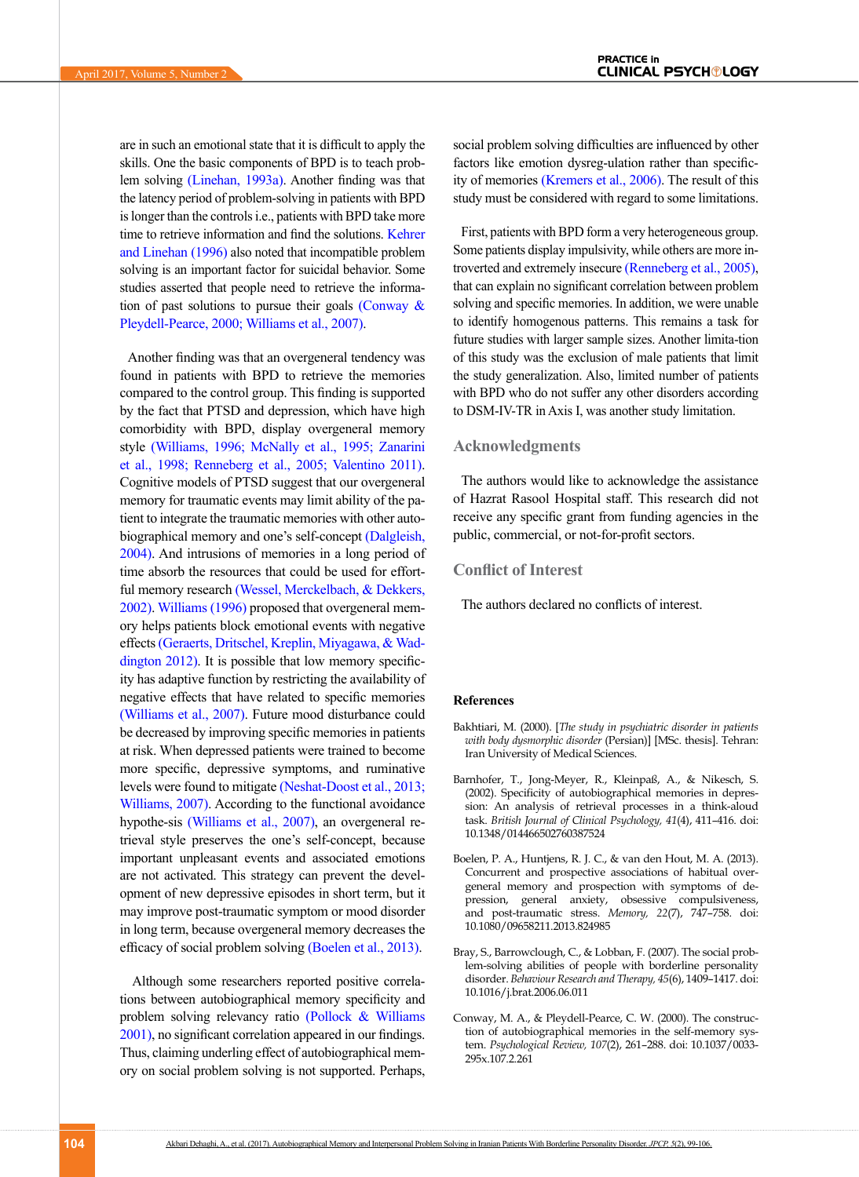are in such an emotional state that it is difficult to apply the skills. One the basic components of BPD is to teach problem solving (Linehan, 1993a). Another finding was that the latency period of problem-solving in patients with BPD is longer than the controls i.e., patients with BPD take more time to retrieve information and find the solutions. Kehrer and Linehan (1996) also noted that incompatible problem solving is an important factor for suicidal behavior. Some studies asserted that people need to retrieve the information of past solutions to pursue their goals (Conway & Pleydell-Pearce, 2000; Williams et al., 2007).

Another finding was that an overgeneral tendency was found in patients with BPD to retrieve the memories compared to the control group. This finding is supported by the fact that PTSD and depression, which have high comorbidity with BPD, display overgeneral memory style (Williams, 1996; McNally et al., 1995; Zanarini et al., 1998; Renneberg et al., 2005; Valentino 2011). Cognitive models of PTSD suggest that our overgeneral memory for traumatic events may limit ability of the patient to integrate the traumatic memories with other autobiographical memory and one's self-concept (Dalgleish, 2004). And intrusions of memories in a long period of time absorb the resources that could be used for effortful memory research (Wessel, Merckelbach, & Dekkers, 2002). Williams (1996) proposed that overgeneral memory helps patients block emotional events with negative effects (Geraerts, Dritschel, Kreplin, Miyagawa, & Waddington 2012). It is possible that low memory specificity has adaptive function by restricting the availability of negative effects that have related to specific memories (Williams et al., 2007). Future mood disturbance could be decreased by improving specific memories in patients at risk. When depressed patients were trained to become more specific, depressive symptoms, and ruminative levels were found to mitigate (Neshat-Doost et al., 2013; Williams, 2007). According to the functional avoidance hypothe-sis (Williams et al., 2007), an overgeneral retrieval style preserves the one's self-concept, because important unpleasant events and associated emotions are not activated. This strategy can prevent the development of new depressive episodes in short term, but it may improve post-traumatic symptom or mood disorder in long term, because overgeneral memory decreases the efficacy of social problem solving (Boelen et al., 2013).

Although some researchers reported positive correlations between autobiographical memory specificity and problem solving relevancy ratio (Pollock & Williams 2001), no significant correlation appeared in our findings. Thus, claiming underling effect of autobiographical memory on social problem solving is not supported. Perhaps, social problem solving difficulties are influenced by other factors like emotion dysreg-ulation rather than specificity of memories (Kremers et al., 2006). The result of this study must be considered with regard to some limitations.

First, patients with BPD form a very heterogeneous group. Some patients display impulsivity, while others are more introverted and extremely insecure (Renneberg et al., 2005), that can explain no significant correlation between problem solving and specific memories. In addition, we were unable to identify homogenous patterns. This remains a task for future studies with larger sample sizes. Another limita-tion of this study was the exclusion of male patients that limit the study generalization. Also, limited number of patients with BPD who do not suffer any other disorders according to DSM-IV-TR in Axis I, was another study limitation.

## Acknowledgments

The authors would like to acknowledge the assistance of Hazrat Rasool Hospital staff. This research did not receive any specific grant from funding agencies in the public, commercial, or not-for-profit sectors.

## Conflict of Interest

The authors declared no conflicts of interest.

### References

Bakhtiari, M. (2000). [*The study in psychiatric disorder in patients with body dysmorphic disorder* (Persian)] [MSc. thesis]. Tehran: Iran University of Medical Sciences.

Barnhofer, T., Jong-Meyer, R., Kleinpaß, A., & Nikesch, S. (2002). Specificity of autobiographical memories in depression: An analysis of retrieval processes in a think-aloud task. *British Journal of Clinical Psychology, 41*(4), 411–416. doi: 10.1348/014466502760387524

Boelen, P. A., Huntjens, R. J. C., & van den Hout, M. A. (2013). Concurrent and prospective associations of habitual overgeneral memory and prospection with symptoms of depression, general anxiety, obsessive compulsiveness, and post-traumatic stress. *Memory, 22*(7), 747–758. doi: 10.1080/09658211.2013.824985

Bray, S., Barrowclough, C., & Lobban, F. (2007). The social problem-solving abilities of people with borderline personality disorder. *Behaviour Research and Therapy, 45*(6), 1409–1417. doi: 10.1016/j.brat.2006.06.011

Conway, M. A., & Pleydell-Pearce, C. W. (2000). The construction of autobiographical memories in the self-memory system. *Psychological Review, 107*(2), 261–288. doi: 10.1037/0033-295x.107.2.261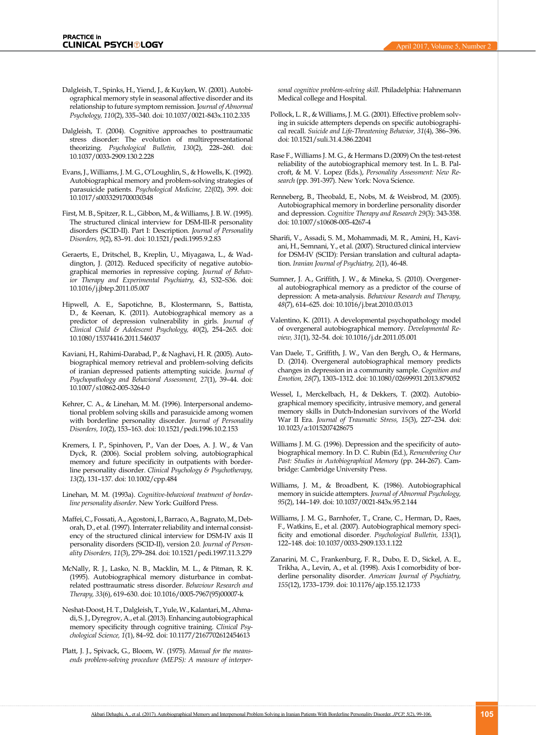Dalgleish, T., Spinks, H., Yiend, J., & Kuyken, W. (2001). Autobiographical memory style in seasonal affective disorder and its relationship to future symptom remission. *Journal of Abnormal Psychology, 110*(2), 335–340. doi: 10.1037/0021-843x.110.2.335

Dalgleish, T. (2004). Cognitive approaches to posttraumatic stress disorder: The evolution of multirepresentational theorizing. *Psychological Bulletin, 130*(2), 228–260. doi: 10.1037/0033-2909.130.2.228

Evans, J., Williams, J. M. G., O'Loughlin, S., & Howells, K. (1992). Autobiographical memory and problem-solving strategies of parasuicide patients. *Psychological Medicine, 22*(02), 399. doi: 10.1017/s0033291700030348

First, M. B., Spitzer, R. L., Gibbon, M., & Williams, J. B. W. (1995). The structured clinical interview for DSM-III-R personality disorders (SCID-II). Part I: Description. *Journal of Personality Disorders, 9*(2), 83–91. doi: 10.1521/pedi.1995.9.2.83

Geraerts, E., Dritschel, B., Kreplin, U., Miyagawa, L., & Waddington, J. (2012). Reduced specificity of negative autobiographical memories in repressive coping. *Journal of Behavior Therapy and Experimental Psychiatry, 43*, S32–S36. doi: 10.1016/j.jbtep.2011.05.007

Hipwell, A. E., Sapotichne, B., Klostermann, S., Battista, D., & Keenan, K. (2011). Autobiographical memory as a predictor of depression vulnerability in girls. *Journal of Clinical Child & Adolescent Psychology, 40*(2), 254–265. doi: 10.1080/15374416.2011.546037

Kaviani, H., Rahimi-Darabad, P., & Naghavi, H. R. (2005). Autobiographical memory retrieval and problem-solving deficits of iranian depressed patients attempting suicide. *Journal of Psychopathology and Behavioral Assessment, 27*(1), 39–44. doi: 10.1007/s10862-005-3264-0

Kehrer, C. A., & Linehan, M. M. (1996). Interpersonal andemotional problem solving skills and parasuicide among women with borderline personality disorder. *Journal of Personality Disorders, 10*(2), 153–163. doi: 10.1521/pedi.1996.10.2.153

Kremers, I. P., Spinhoven, P., Van der Does, A. J. W., & Van Dyck, R. (2006). Social problem solving, autobiographical memory and future specificity in outpatients with borderline personality disorder. *Clinical Psychology & Psychotherapy, 13*(2), 131–137. doi: 10.1002/cpp.484

Linehan, M. M. (1993a). *Cognitive-behavioral treatment of borderline personality disorder*. New York: Guilford Press.

Maffei, C., Fossati, A., Agostoni, I., Barraco, A., Bagnato, M., Deborah, D., et al. (1997). Interrater reliability and internal consistency of the structured clinical interview for DSM-IV axis II personality disorders (SCID-II), version 2.0. *Journal of Personality Disorders, 11*(3), 279–284. doi: 10.1521/pedi.1997.11.3.279

McNally, R. J., Lasko, N. B., Macklin, M. L., & Pitman, R. K. (1995). Autobiographical memory disturbance in combat-related posttraumatic stress disorder. *Behaviour Research and Therapy, 33*(6), 619–630. doi: 10.1016/0005-7967(95)00007-k

Neshat-Doost, H. T., Dalgleish, T., Yule, W., Kalantari, M., Ahmadi, S. J., Dyregrov, A., et al. (2013). Enhancing autobiographical memory specificity through cognitive training. *Clinical Psychological Science, 1*(1), 84–92. doi: 10.1177/2167702612454613

Platt, J. J., Spivack, G., Bloom, W. (1975). *Manual for the means-ends problem-solving procedure (MEPS): A measure of interpersonal cognitive problem-solving skill*. Philadelphia: Hahnemann Medical college and Hospital.

Pollock, L. R., & Williams, J. M. G. (2001). Effective problem solving in suicide attempters depends on specific autobiographical recall. *Suicide and Life-Threatening Behavior, 31*(4), 386–396. doi: 10.1521/suli.31.4.386.22041

Rase F., Williams J. M. G., & Hermans D.(2009) On the test-retest reliability of the autobiographical memory test. In L. B. Palcroft, & M. V. Lopez (Eds.), *Personality Assessment: New Research* (pp. 391-397). New York: Nova Science.

Renneberg, B., Theobald, E., Nobs, M. & Weisbrod, M. (2005). Autobiographical memory in borderline personality disorder and depression. *Cognitive Therapy and Research 29*(3): 343-358. doi: 10.1007/s10608-005-4267-4

Sharifi, V., Assadi, S. M., Mohammadi, M. R., Amini, H., Kaviani, H., Semnani, Y., et al. (2007). Structured clinical interview for DSM-IV (SCID): Persian translation and cultural adaptation. *Iranian Journal of Psychiatry, 2*(1), 46-48.

Sumner, J. A., Griffith, J. W., & Mineka, S. (2010). Overgeneral autobiographical memory as a predictor of the course of depression: A meta-analysis. *Behaviour Research and Therapy, 48*(7), 614–625. doi: 10.1016/j.brat.2010.03.013

Valentino, K. (2011). A developmental psychopathology model of overgeneral autobiographical memory. *Developmental Review, 31*(1), 32–54. doi: 10.1016/j.dr.2011.05.001

Van Daele, T., Griffith, J. W., Van den Bergh, O., & Hermans, D. (2014). Overgeneral autobiographical memory predicts changes in depression in a community sample. *Cognition and Emotion, 28*(7), 1303–1312. doi: 10.1080/02699931.2013.879052

Wessel, I., Merckelbach, H., & Dekkers, T. (2002). Autobiographical memory specificity, intrusive memory, and general memory skills in Dutch-Indonesian survivors of the World War II Era. *Journal of Traumatic Stress, 15*(3), 227–234. doi: 10.1023/a:1015207428675

Williams J. M. G. (1996). Depression and the specificity of autobiographical memory. In D. C. Rubin (Ed.), *Remembering Our Past: Studies in Autobiographical Memory* (pp. 244-267). Cambridge: Cambridge University Press.

Williams, J. M., & Broadbent, K. (1986). Autobiographical memory in suicide attempters. *Journal of Abnormal Psychology, 95*(2), 144–149. doi: 10.1037/0021-843x.95.2.144

Williams, J. M. G., Barnhofer, T., Crane, C., Herman, D., Raes, F., Watkins, E., et al. (2007). Autobiographical memory specificity and emotional disorder. *Psychological Bulletin, 133*(1), 122–148. doi: 10.1037/0033-2909.133.1.122

Zanarini, M. C., Frankenburg, F. R., Dubo, E. D., Sickel, A. E., Trikha, A., Levin, A., et al. (1998). Axis I comorbidity of borderline personality disorder. *American Journal of Psychiatry, 155*(12), 1733–1739. doi: 10.1176/ajp.155.12.1733